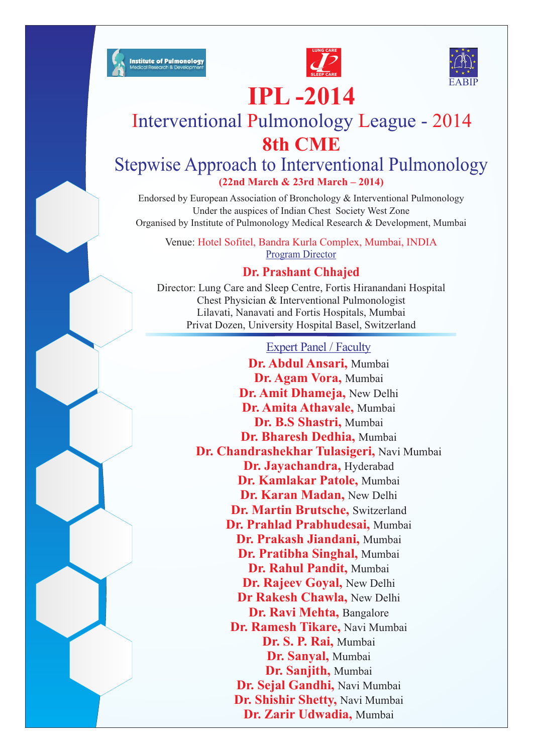Institute of Pulmonology Medical Research & Development

LUNG CARE SLEEP CARE

EABIP

# IPL -2014

## Interventional Pulmonology League - 2014

## 8th CME

## Stepwise Approach to Interventional Pulmonology

**(22nd March & 23rd March – 2014)**

Endorsed by European Association of Bronchology & Interventional Pulmonology
Under the auspices of Indian Chest Society West Zone
Organised by Institute of Pulmonology Medical Research & Development, Mumbai

Venue: Hotel Sofitel, Bandra Kurla Complex, Mumbai, INDIA

Program Director

**Dr. Prashant Chhajed**

Director: Lung Care and Sleep Centre, Fortis Hiranandani Hospital
Chest Physician & Interventional Pulmonologist
Lilavati, Nanavati and Fortis Hospitals, Mumbai
Privat Dozen, University Hospital Basel, Switzerland

Expert Panel / Faculty

**Dr. Abdul Ansari,** Mumbai
**Dr. Agam Vora,** Mumbai
**Dr. Amit Dhameja,** New Delhi
**Dr. Amita Athavale,** Mumbai
**Dr. B.S Shastri,** Mumbai
**Dr. Bharesh Dedhia,** Mumbai
**Dr. Chandrashekhar Tulasigeri,** Navi Mumbai
**Dr. Jayachandra,** Hyderabad
**Dr. Kamlakar Patole,** Mumbai
**Dr. Karan Madan,** New Delhi
**Dr. Martin Brutsche,** Switzerland
**Dr. Prahlad Prabhudesai,** Mumbai
**Dr. Prakash Jiandani,** Mumbai
**Dr. Pratibha Singhal,** Mumbai
**Dr. Rahul Pandit,** Mumbai
**Dr. Rajeev Goyal,** New Delhi
**Dr Rakesh Chawla,** New Delhi
**Dr. Ravi Mehta,** Bangalore
**Dr. Ramesh Tikare,** Navi Mumbai
**Dr. S. P. Rai,** Mumbai
**Dr. Sanyal,** Mumbai
**Dr. Sanjith,** Mumbai
**Dr. Sejal Gandhi,** Navi Mumbai
**Dr. Shishir Shetty,** Navi Mumbai
**Dr. Zarir Udwadia,** Mumbai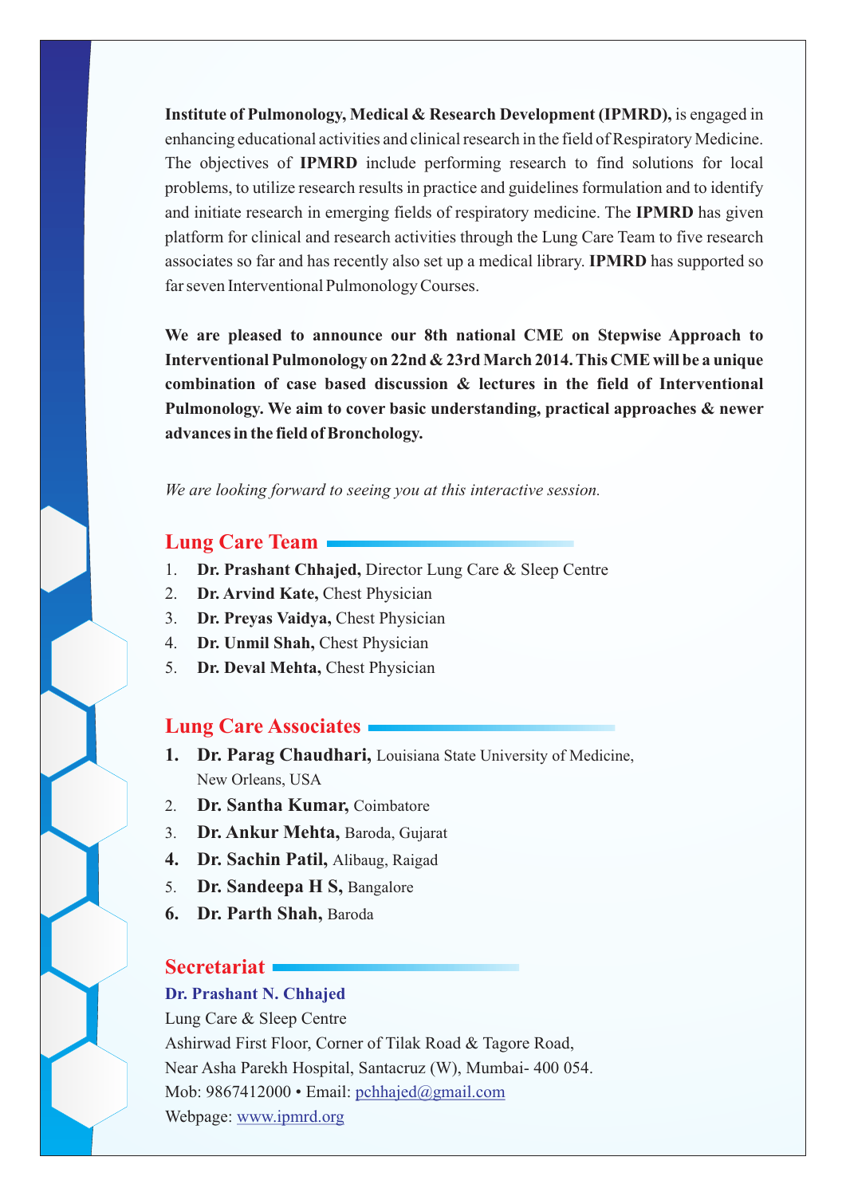**Institute of Pulmonology, Medical & Research Development (IPMRD),** is engaged in enhancing educational activities and clinical research in the field of Respiratory Medicine. The objectives of **IPMRD** include performing research to find solutions for local problems, to utilize research results in practice and guidelines formulation and to identify and initiate research in emerging fields of respiratory medicine. The **IPMRD** has given platform for clinical and research activities through the Lung Care Team to five research associates so far and has recently also set up a medical library. **IPMRD** has supported so far seven Interventional Pulmonology Courses.

**We are pleased to announce our 8th national CME on Stepwise Approach to Interventional Pulmonology on 22nd & 23rd March 2014. This CME will be a unique combination of case based discussion & lectures in the field of Interventional Pulmonology. We aim to cover basic understanding, practical approaches & newer advances in the field of Bronchology.**

*We are looking forward to seeing you at this interactive session.*

## Lung Care Team

1. **Dr. Prashant Chhajed,** Director Lung Care & Sleep Centre
2. **Dr. Arvind Kate,** Chest Physician
3. **Dr. Preyas Vaidya,** Chest Physician
4. **Dr. Unmil Shah,** Chest Physician
5. **Dr. Deval Mehta,** Chest Physician

## Lung Care Associates

1. **Dr. Parag Chaudhari,** Louisiana State University of Medicine, New Orleans, USA
2. **Dr. Santha Kumar,** Coimbatore
3. **Dr. Ankur Mehta,** Baroda, Gujarat
4. **Dr. Sachin Patil,** Alibaug, Raigad
5. **Dr. Sandeepa H S,** Bangalore
6. **Dr. Parth Shah,** Baroda

## Secretariat

**Dr. Prashant N. Chhajed**
Lung Care & Sleep Centre
Ashirwad First Floor, Corner of Tilak Road & Tagore Road,
Near Asha Parekh Hospital, Santacruz (W), Mumbai- 400 054.
Mob: 9867412000 • Email: pchhajed@gmail.com
Webpage: www.ipmrd.org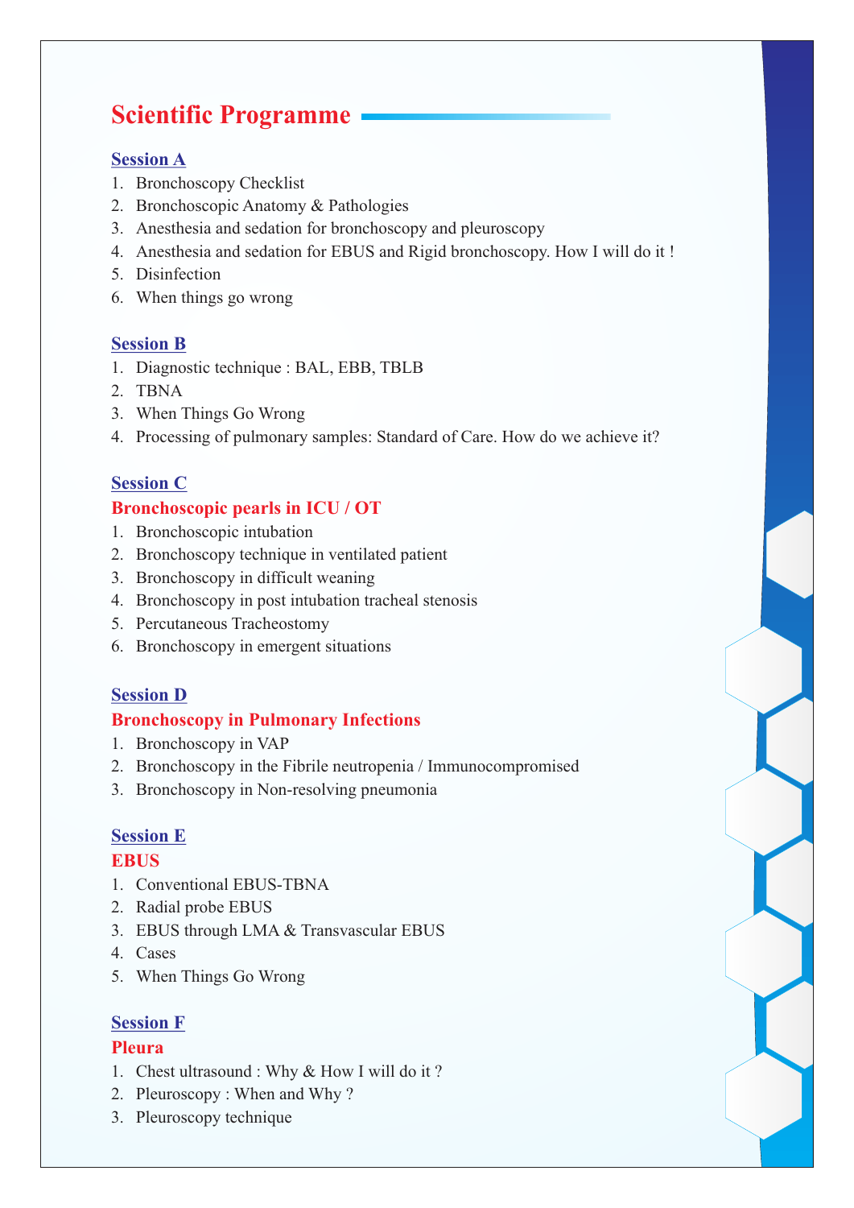# Scientific Programme

## Session A

1. Bronchoscopy Checklist
2. Bronchoscopic Anatomy & Pathologies
3. Anesthesia and sedation for bronchoscopy and pleuroscopy
4. Anesthesia and sedation for EBUS and Rigid bronchoscopy. How I will do it !
5. Disinfection
6. When things go wrong

## Session B

1. Diagnostic technique : BAL, EBB, TBLB
2. TBNA
3. When Things Go Wrong
4. Processing of pulmonary samples: Standard of Care. How do we achieve it?

## Session C

### Bronchoscopic pearls in ICU / OT

1. Bronchoscopic intubation
2. Bronchoscopy technique in ventilated patient
3. Bronchoscopy in difficult weaning
4. Bronchoscopy in post intubation tracheal stenosis
5. Percutaneous Tracheostomy
6. Bronchoscopy in emergent situations

## Session D

### Bronchoscopy in Pulmonary Infections

1. Bronchoscopy in VAP
2. Bronchoscopy in the Fibrile neutropenia / Immunocompromised
3. Bronchoscopy in Non-resolving pneumonia

## Session E

### EBUS

1. Conventional EBUS-TBNA
2. Radial probe EBUS
3. EBUS through LMA & Transvascular EBUS
4. Cases
5. When Things Go Wrong

## Session F

### Pleura

1. Chest ultrasound : Why & How I will do it ?
2. Pleuroscopy : When and Why ?
3. Pleuroscopy technique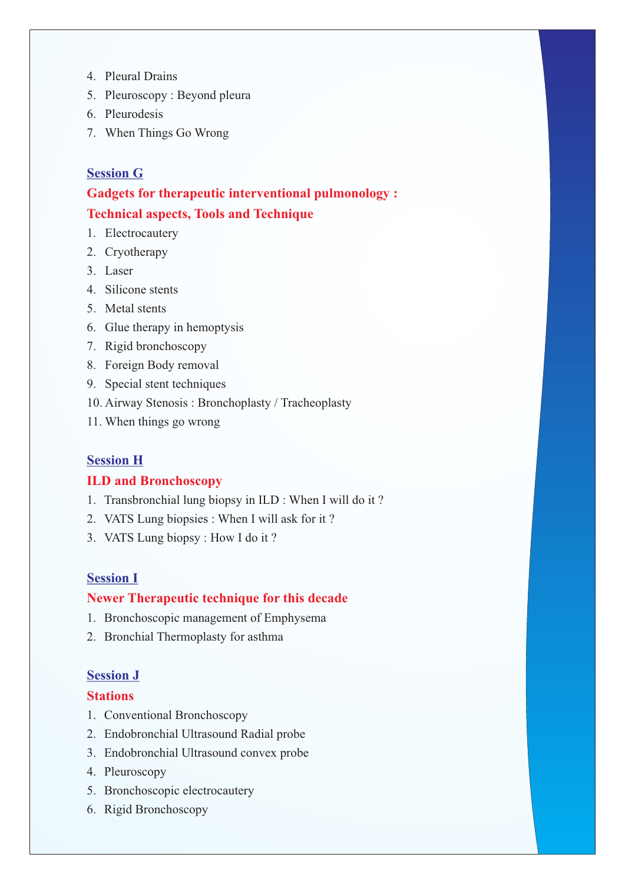4. Pleural Drains
5. Pleuroscopy : Beyond pleura
6. Pleurodesis
7. When Things Go Wrong

## Session G

### Gadgets for therapeutic interventional pulmonology : Technical aspects, Tools and Technique

1. Electrocautery
2. Cryotherapy
3. Laser
4. Silicone stents
5. Metal stents
6. Glue therapy in hemoptysis
7. Rigid bronchoscopy
8. Foreign Body removal
9. Special stent techniques
10. Airway Stenosis : Bronchoplasty / Tracheoplasty
11. When things go wrong

## Session H

### ILD and Bronchoscopy

1. Transbronchial lung biopsy in ILD : When I will do it ?
2. VATS Lung biopsies : When I will ask for it ?
3. VATS Lung biopsy : How I do it ?

## Session I

### Newer Therapeutic technique for this decade

1. Bronchoscopic management of Emphysema
2. Bronchial Thermoplasty for asthma

## Session J

### Stations

1. Conventional Bronchoscopy
2. Endobronchial Ultrasound Radial probe
3. Endobronchial Ultrasound convex probe
4. Pleuroscopy
5. Bronchoscopic electrocautery
6. Rigid Bronchoscopy